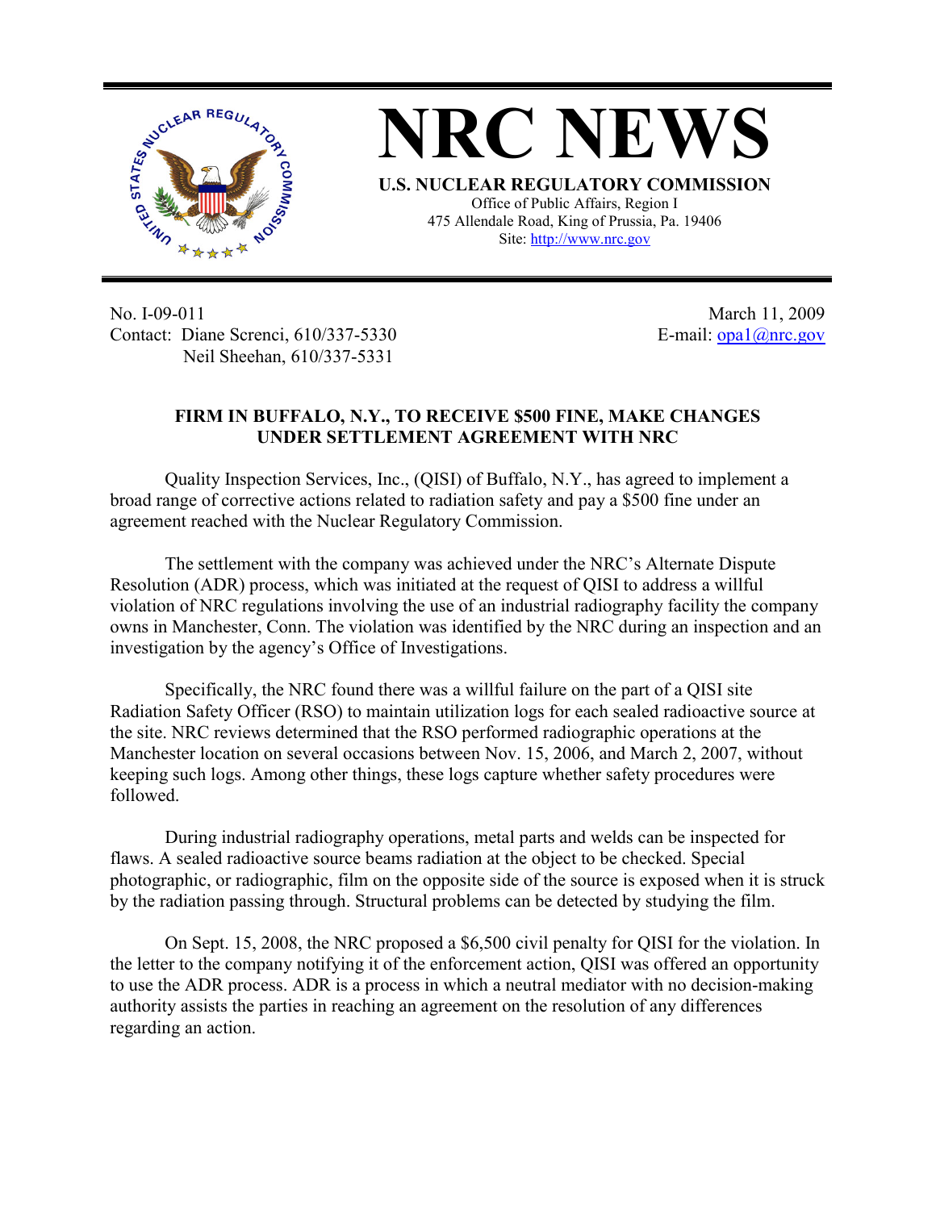# NRC NEWS

**U.S. NUCLEAR REGULATORY COMMISSION**

Office of Public Affairs, Region I
475 Allendale Road, King of Prussia, Pa. 19406
Site: http://www.nrc.gov

No. I-09-011
Contact: Diane Screnci, 610/337-5330
Neil Sheehan, 610/337-5331

March 11, 2009
E-mail: opa1@nrc.gov

## FIRM IN BUFFALO, N.Y., TO RECEIVE $500 FINE, MAKE CHANGES UNDER SETTLEMENT AGREEMENT WITH NRC

Quality Inspection Services, Inc., (QISI) of Buffalo, N.Y., has agreed to implement a broad range of corrective actions related to radiation safety and pay a $500 fine under an agreement reached with the Nuclear Regulatory Commission.

The settlement with the company was achieved under the NRC's Alternate Dispute Resolution (ADR) process, which was initiated at the request of QISI to address a willful violation of NRC regulations involving the use of an industrial radiography facility the company owns in Manchester, Conn. The violation was identified by the NRC during an inspection and an investigation by the agency's Office of Investigations.

Specifically, the NRC found there was a willful failure on the part of a QISI site Radiation Safety Officer (RSO) to maintain utilization logs for each sealed radioactive source at the site. NRC reviews determined that the RSO performed radiographic operations at the Manchester location on several occasions between Nov. 15, 2006, and March 2, 2007, without keeping such logs. Among other things, these logs capture whether safety procedures were followed.

During industrial radiography operations, metal parts and welds can be inspected for flaws. A sealed radioactive source beams radiation at the object to be checked. Special photographic, or radiographic, film on the opposite side of the source is exposed when it is struck by the radiation passing through. Structural problems can be detected by studying the film.

On Sept. 15, 2008, the NRC proposed a $6,500 civil penalty for QISI for the violation. In the letter to the company notifying it of the enforcement action, QISI was offered an opportunity to use the ADR process. ADR is a process in which a neutral mediator with no decision-making authority assists the parties in reaching an agreement on the resolution of any differences regarding an action.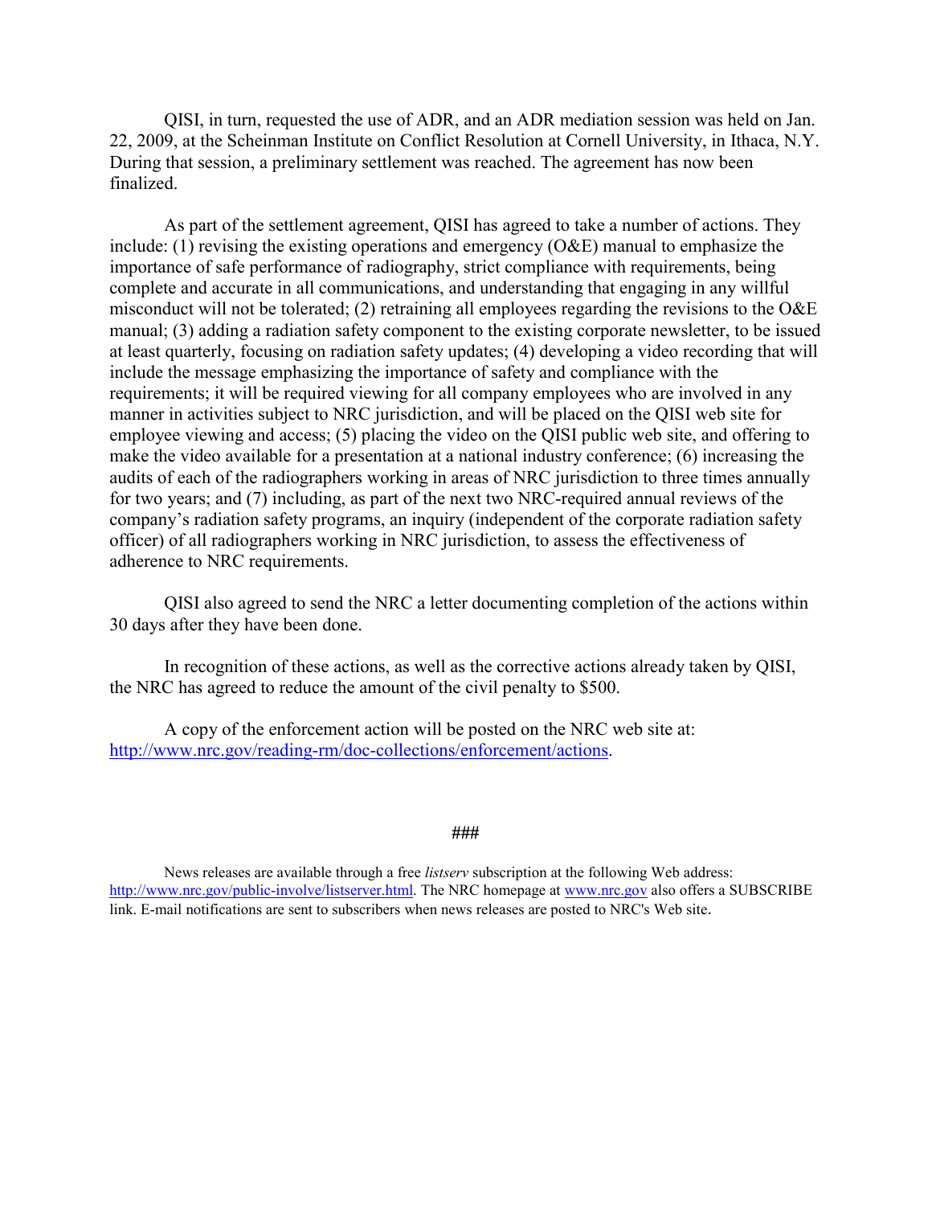QISI, in turn, requested the use of ADR, and an ADR mediation session was held on Jan. 22, 2009, at the Scheinman Institute on Conflict Resolution at Cornell University, in Ithaca, N.Y. During that session, a preliminary settlement was reached. The agreement has now been finalized.

As part of the settlement agreement, QISI has agreed to take a number of actions. They include: (1) revising the existing operations and emergency (O&E) manual to emphasize the importance of safe performance of radiography, strict compliance with requirements, being complete and accurate in all communications, and understanding that engaging in any willful misconduct will not be tolerated; (2) retraining all employees regarding the revisions to the O&E manual; (3) adding a radiation safety component to the existing corporate newsletter, to be issued at least quarterly, focusing on radiation safety updates; (4) developing a video recording that will include the message emphasizing the importance of safety and compliance with the requirements; it will be required viewing for all company employees who are involved in any manner in activities subject to NRC jurisdiction, and will be placed on the QISI web site for employee viewing and access; (5) placing the video on the QISI public web site, and offering to make the video available for a presentation at a national industry conference; (6) increasing the audits of each of the radiographers working in areas of NRC jurisdiction to three times annually for two years; and (7) including, as part of the next two NRC-required annual reviews of the company's radiation safety programs, an inquiry (independent of the corporate radiation safety officer) of all radiographers working in NRC jurisdiction, to assess the effectiveness of adherence to NRC requirements.

QISI also agreed to send the NRC a letter documenting completion of the actions within 30 days after they have been done.

In recognition of these actions, as well as the corrective actions already taken by QISI, the NRC has agreed to reduce the amount of the civil penalty to $500.

A copy of the enforcement action will be posted on the NRC web site at: http://www.nrc.gov/reading-rm/doc-collections/enforcement/actions.

###

News releases are available through a free *listserv* subscription at the following Web address: http://www.nrc.gov/public-involve/listserver.html. The NRC homepage at www.nrc.gov also offers a SUBSCRIBE link. E-mail notifications are sent to subscribers when news releases are posted to NRC's Web site.